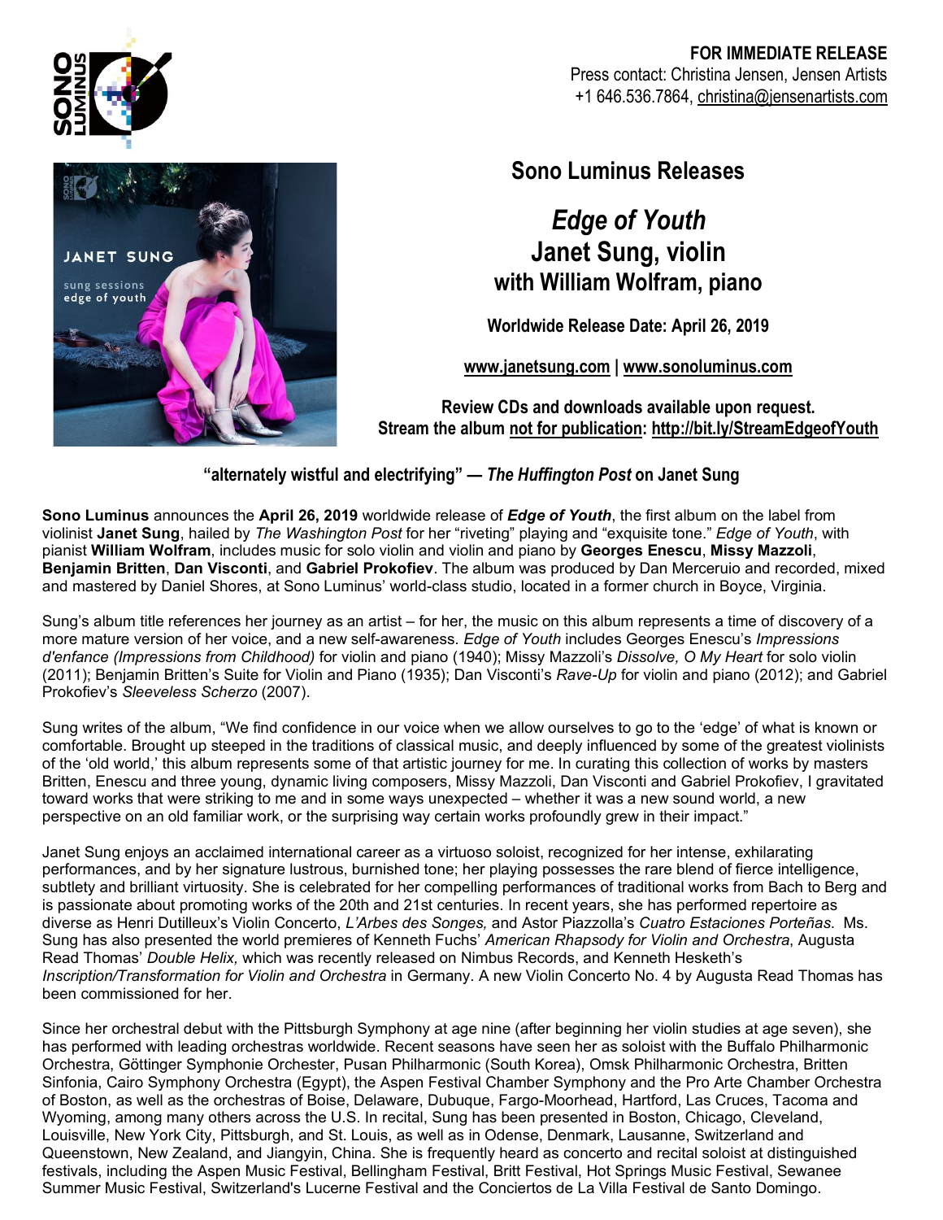**FOR IMMEDIATE RELEASE**
Press contact: Christina Jensen, Jensen Artists
+1 646.536.7864, christina@jensenartists.com

# Sono Luminus Releases

## *Edge of Youth*
## Janet Sung, violin
## with William Wolfram, piano

**Worldwide Release Date: April 26, 2019**

**www.janetsung.com | www.sonoluminus.com**

**Review CDs and downloads available upon request.**
**Stream the album not for publication: http://bit.ly/StreamEdgeofYouth**

**"alternately wistful and electrifying" — *The Huffington Post* on Janet Sung**

**Sono Luminus** announces the **April 26, 2019** worldwide release of ***Edge of Youth***, the first album on the label from violinist **Janet Sung**, hailed by *The Washington Post* for her "riveting" playing and "exquisite tone." *Edge of Youth*, with pianist **William Wolfram**, includes music for solo violin and violin and piano by **Georges Enescu**, **Missy Mazzoli**, **Benjamin Britten**, **Dan Visconti**, and **Gabriel Prokofiev**. The album was produced by Dan Merceruio and recorded, mixed and mastered by Daniel Shores, at Sono Luminus' world-class studio, located in a former church in Boyce, Virginia.

Sung's album title references her journey as an artist – for her, the music on this album represents a time of discovery of a more mature version of her voice, and a new self-awareness. *Edge of Youth* includes Georges Enescu's *Impressions d'enfance (Impressions from Childhood)* for violin and piano (1940); Missy Mazzoli's *Dissolve, O My Heart* for solo violin (2011); Benjamin Britten's Suite for Violin and Piano (1935); Dan Visconti's *Rave-Up* for violin and piano (2012); and Gabriel Prokofiev's *Sleeveless Scherzo* (2007).

Sung writes of the album, "We find confidence in our voice when we allow ourselves to go to the 'edge' of what is known or comfortable. Brought up steeped in the traditions of classical music, and deeply influenced by some of the greatest violinists of the 'old world,' this album represents some of that artistic journey for me. In curating this collection of works by masters Britten, Enescu and three young, dynamic living composers, Missy Mazzoli, Dan Visconti and Gabriel Prokofiev, I gravitated toward works that were striking to me and in some ways unexpected – whether it was a new sound world, a new perspective on an old familiar work, or the surprising way certain works profoundly grew in their impact."

Janet Sung enjoys an acclaimed international career as a virtuoso soloist, recognized for her intense, exhilarating performances, and by her signature lustrous, burnished tone; her playing possesses the rare blend of fierce intelligence, subtlety and brilliant virtuosity. She is celebrated for her compelling performances of traditional works from Bach to Berg and is passionate about promoting works of the 20th and 21st centuries. In recent years, she has performed repertoire as diverse as Henri Dutilleux's Violin Concerto, *L'Arbes des Songes,* and Astor Piazzolla's *Cuatro Estaciones Porteñas*. Ms. Sung has also presented the world premieres of Kenneth Fuchs' *American Rhapsody for Violin and Orchestra*, Augusta Read Thomas' *Double Helix,* which was recently released on Nimbus Records, and Kenneth Hesketh's *Inscription/Transformation for Violin and Orchestra* in Germany. A new Violin Concerto No. 4 by Augusta Read Thomas has been commissioned for her.

Since her orchestral debut with the Pittsburgh Symphony at age nine (after beginning her violin studies at age seven), she has performed with leading orchestras worldwide. Recent seasons have seen her as soloist with the Buffalo Philharmonic Orchestra, Göttinger Symphonie Orchester, Pusan Philharmonic (South Korea), Omsk Philharmonic Orchestra, Britten Sinfonia, Cairo Symphony Orchestra (Egypt), the Aspen Festival Chamber Symphony and the Pro Arte Chamber Orchestra of Boston, as well as the orchestras of Boise, Delaware, Dubuque, Fargo-Moorhead, Hartford, Las Cruces, Tacoma and Wyoming, among many others across the U.S. In recital, Sung has been presented in Boston, Chicago, Cleveland, Louisville, New York City, Pittsburgh, and St. Louis, as well as in Odense, Denmark, Lausanne, Switzerland and Queenstown, New Zealand, and Jiangyin, China. She is frequently heard as concerto and recital soloist at distinguished festivals, including the Aspen Music Festival, Bellingham Festival, Britt Festival, Hot Springs Music Festival, Sewanee Summer Music Festival, Switzerland's Lucerne Festival and the Conciertos de La Villa Festival de Santo Domingo.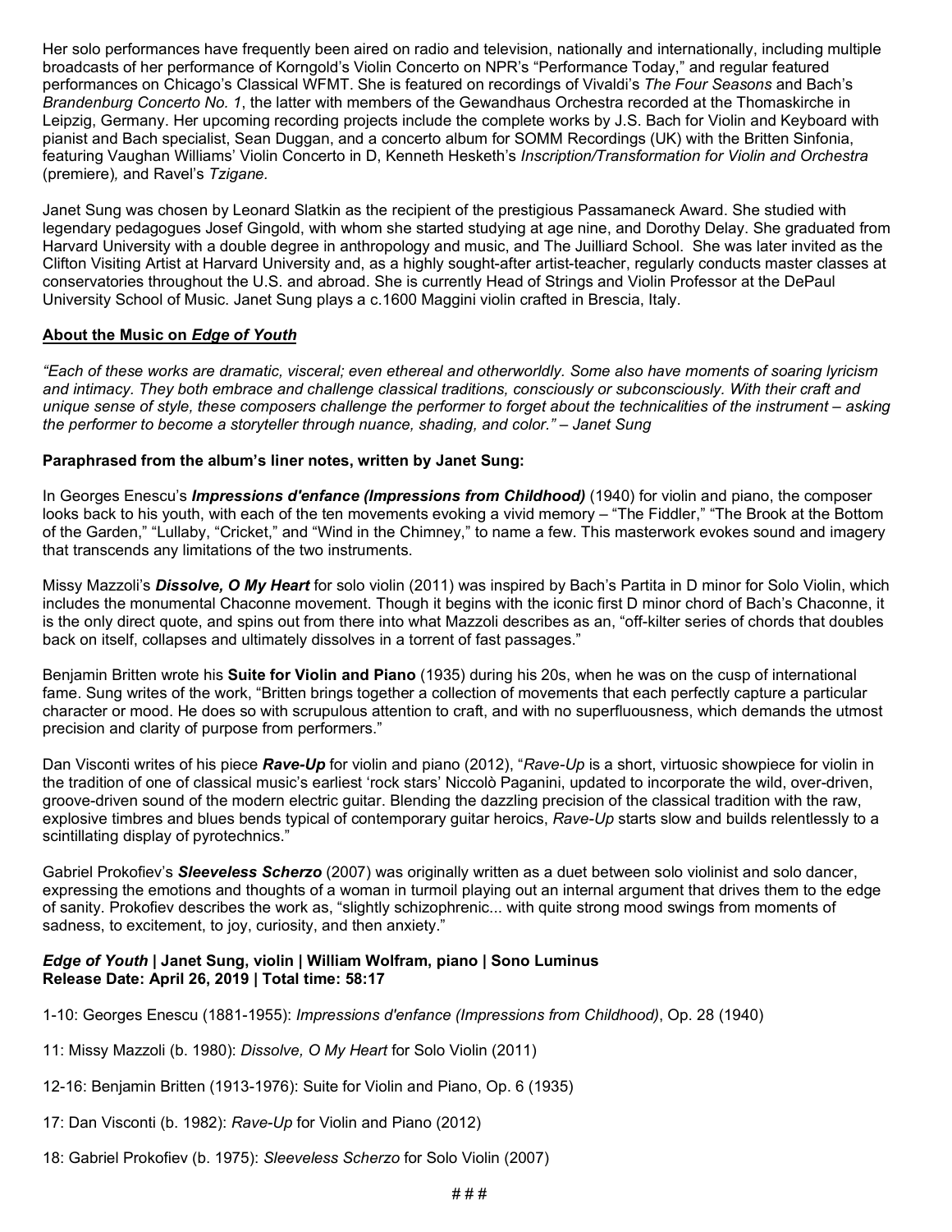Her solo performances have frequently been aired on radio and television, nationally and internationally, including multiple broadcasts of her performance of Korngold's Violin Concerto on NPR's "Performance Today," and regular featured performances on Chicago's Classical WFMT. She is featured on recordings of Vivaldi's *The Four Seasons* and Bach's *Brandenburg Concerto No. 1*, the latter with members of the Gewandhaus Orchestra recorded at the Thomaskirche in Leipzig, Germany. Her upcoming recording projects include the complete works by J.S. Bach for Violin and Keyboard with pianist and Bach specialist, Sean Duggan, and a concerto album for SOMM Recordings (UK) with the Britten Sinfonia, featuring Vaughan Williams' Violin Concerto in D, Kenneth Hesketh's *Inscription/Transformation for Violin and Orchestra* (premiere), and Ravel's *Tzigane.*

Janet Sung was chosen by Leonard Slatkin as the recipient of the prestigious Passamaneck Award. She studied with legendary pedagogues Josef Gingold, with whom she started studying at age nine, and Dorothy Delay. She graduated from Harvard University with a double degree in anthropology and music, and The Juilliard School. She was later invited as the Clifton Visiting Artist at Harvard University and, as a highly sought-after artist-teacher, regularly conducts master classes at conservatories throughout the U.S. and abroad. She is currently Head of Strings and Violin Professor at the DePaul University School of Music. Janet Sung plays a c.1600 Maggini violin crafted in Brescia, Italy.

**About the Music on *Edge of Youth***

*"Each of these works are dramatic, visceral; even ethereal and otherworldly. Some also have moments of soaring lyricism and intimacy. They both embrace and challenge classical traditions, consciously or subconsciously. With their craft and unique sense of style, these composers challenge the performer to forget about the technicalities of the instrument – asking the performer to become a storyteller through nuance, shading, and color." – Janet Sung*

**Paraphrased from the album's liner notes, written by Janet Sung:**

In Georges Enescu's ***Impressions d'enfance (Impressions from Childhood)*** (1940) for violin and piano, the composer looks back to his youth, with each of the ten movements evoking a vivid memory – "The Fiddler," "The Brook at the Bottom of the Garden," "Lullaby, "Cricket," and "Wind in the Chimney," to name a few. This masterwork evokes sound and imagery that transcends any limitations of the two instruments.

Missy Mazzoli's ***Dissolve, O My Heart*** for solo violin (2011) was inspired by Bach's Partita in D minor for Solo Violin, which includes the monumental Chaconne movement. Though it begins with the iconic first D minor chord of Bach's Chaconne, it is the only direct quote, and spins out from there into what Mazzoli describes as an, "off-kilter series of chords that doubles back on itself, collapses and ultimately dissolves in a torrent of fast passages."

Benjamin Britten wrote his **Suite for Violin and Piano** (1935) during his 20s, when he was on the cusp of international fame. Sung writes of the work, "Britten brings together a collection of movements that each perfectly capture a particular character or mood. He does so with scrupulous attention to craft, and with no superfluousness, which demands the utmost precision and clarity of purpose from performers."

Dan Visconti writes of his piece ***Rave-Up*** for violin and piano (2012), "*Rave-Up* is a short, virtuosic showpiece for violin in the tradition of one of classical music's earliest 'rock stars' Niccolò Paganini, updated to incorporate the wild, over-driven, groove-driven sound of the modern electric guitar. Blending the dazzling precision of the classical tradition with the raw, explosive timbres and blues bends typical of contemporary guitar heroics, *Rave-Up* starts slow and builds relentlessly to a scintillating display of pyrotechnics."

Gabriel Prokofiev's ***Sleeveless Scherzo*** (2007) was originally written as a duet between solo violinist and solo dancer, expressing the emotions and thoughts of a woman in turmoil playing out an internal argument that drives them to the edge of sanity. Prokofiev describes the work as, "slightly schizophrenic... with quite strong mood swings from moments of sadness, to excitement, to joy, curiosity, and then anxiety."

***Edge of Youth* | Janet Sung, violin | William Wolfram, piano | Sono Luminus**
**Release Date: April 26, 2019 | Total time: 58:17**

1-10: Georges Enescu (1881-1955): *Impressions d'enfance (Impressions from Childhood)*, Op. 28 (1940)

11: Missy Mazzoli (b. 1980): *Dissolve, O My Heart* for Solo Violin (2011)

12-16: Benjamin Britten (1913-1976): Suite for Violin and Piano, Op. 6 (1935)

17: Dan Visconti (b. 1982): *Rave-Up* for Violin and Piano (2012)

18: Gabriel Prokofiev (b. 1975): *Sleeveless Scherzo* for Solo Violin (2007)

# # #